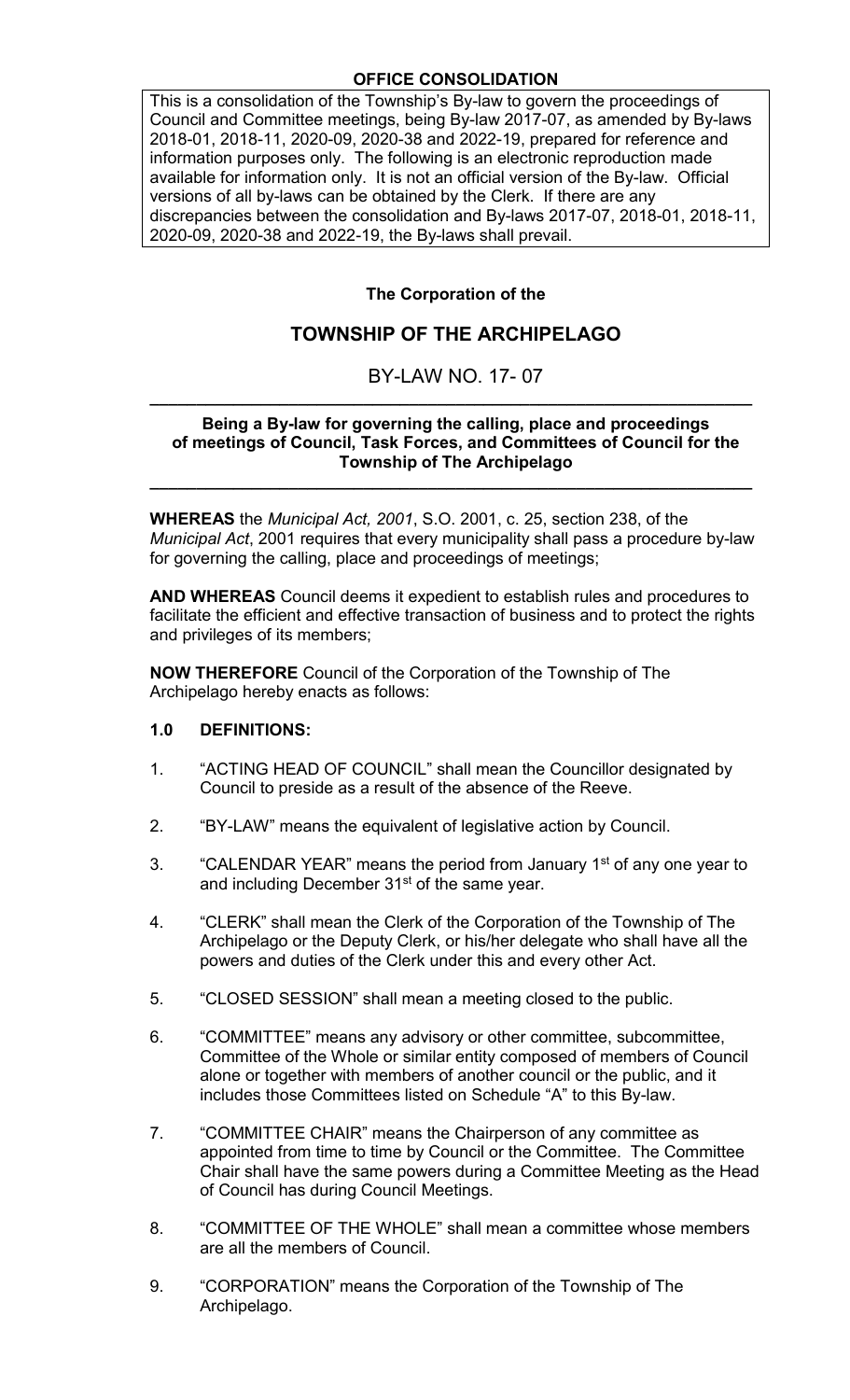**OFFICE CONSOLIDATION**

This is a consolidation of the Township's By-law to govern the proceedings of Council and Committee meetings, being By-law 2017-07, as amended by By-laws 2018-01, 2018-11, 2020-09, 2020-38 and 2022-19, prepared for reference and information purposes only. The following is an electronic reproduction made available for information only. It is not an official version of the By-law. Official versions of all by-laws can be obtained by the Clerk. If there are any discrepancies between the consolidation and By-laws 2017-07, 2018-01, 2018-11, 2020-09, 2020-38 and 2022-19, the By-laws shall prevail.

**The Corporation of the**

# TOWNSHIP OF THE ARCHIPELAGO

## BY-LAW NO. 17- 07

**Being a By-law for governing the calling, place and proceedings of meetings of Council, Task Forces, and Committees of Council for the Township of The Archipelago**

**WHEREAS** the *Municipal Act, 2001*, S.O. 2001, c. 25, section 238, of the *Municipal Act*, 2001 requires that every municipality shall pass a procedure by-law for governing the calling, place and proceedings of meetings;

**AND WHEREAS** Council deems it expedient to establish rules and procedures to facilitate the efficient and effective transaction of business and to protect the rights and privileges of its members;

**NOW THEREFORE** Council of the Corporation of the Township of The Archipelago hereby enacts as follows:

### 1.0 DEFINITIONS:

1. "ACTING HEAD OF COUNCIL" shall mean the Councillor designated by Council to preside as a result of the absence of the Reeve.

2. "BY-LAW" means the equivalent of legislative action by Council.

3. "CALENDAR YEAR" means the period from January 1st of any one year to and including December 31st of the same year.

4. "CLERK" shall mean the Clerk of the Corporation of the Township of The Archipelago or the Deputy Clerk, or his/her delegate who shall have all the powers and duties of the Clerk under this and every other Act.

5. "CLOSED SESSION" shall mean a meeting closed to the public.

6. "COMMITTEE" means any advisory or other committee, subcommittee, Committee of the Whole or similar entity composed of members of Council alone or together with members of another council or the public, and it includes those Committees listed on Schedule "A" to this By-law.

7. "COMMITTEE CHAIR" means the Chairperson of any committee as appointed from time to time by Council or the Committee. The Committee Chair shall have the same powers during a Committee Meeting as the Head of Council has during Council Meetings.

8. "COMMITTEE OF THE WHOLE" shall mean a committee whose members are all the members of Council.

9. "CORPORATION" means the Corporation of the Township of The Archipelago.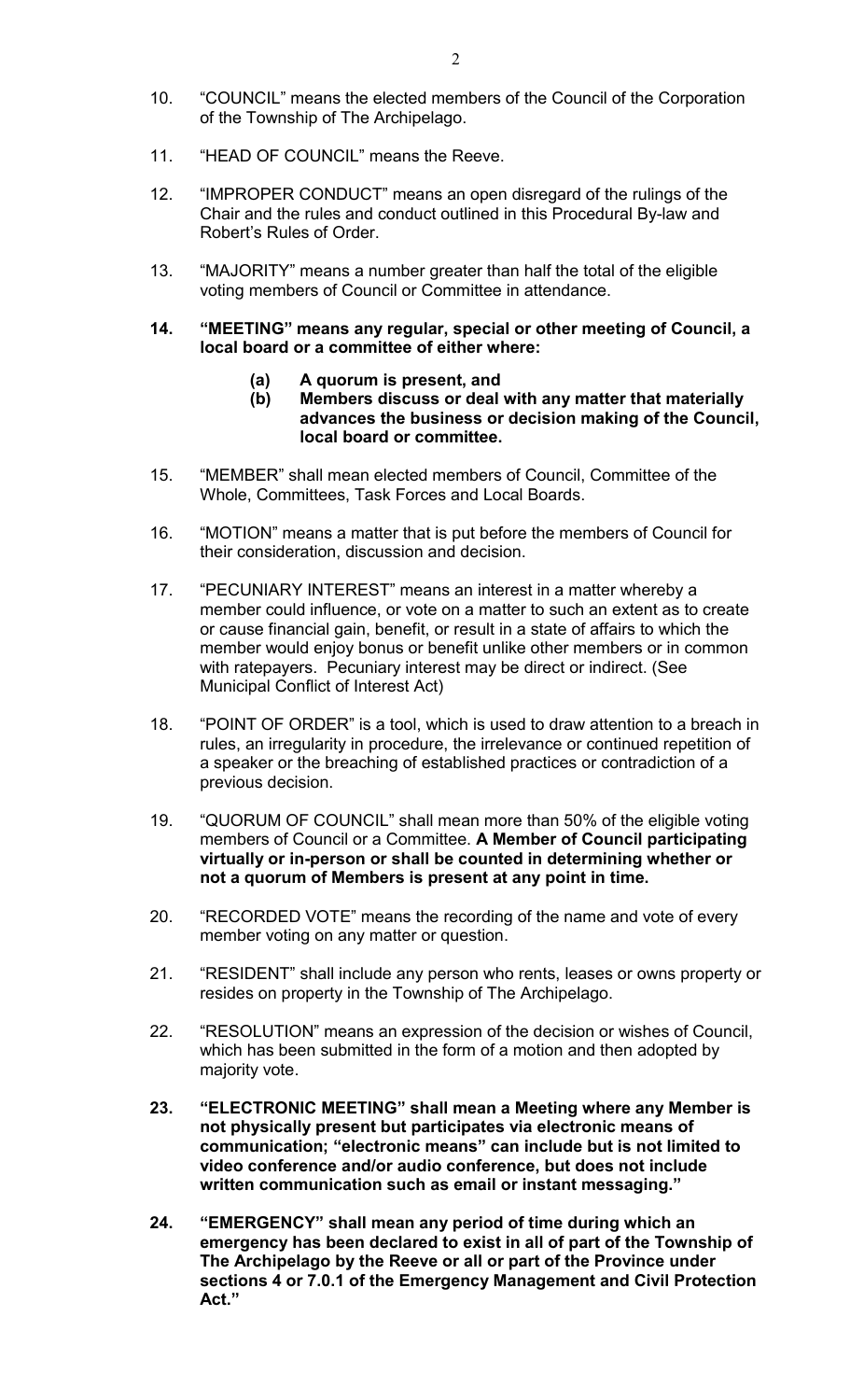10. "COUNCIL" means the elected members of the Council of the Corporation of the Township of The Archipelago.

11. "HEAD OF COUNCIL" means the Reeve.

12. "IMPROPER CONDUCT" means an open disregard of the rulings of the Chair and the rules and conduct outlined in this Procedural By-law and Robert's Rules of Order.

13. "MAJORITY" means a number greater than half the total of the eligible voting members of Council or Committee in attendance.

14. **"MEETING" means any regular, special or other meeting of Council, a local board or a committee of either where:**

    **(a) A quorum is present, and**

    **(b) Members discuss or deal with any matter that materially advances the business or decision making of the Council, local board or committee.**

15. "MEMBER" shall mean elected members of Council, Committee of the Whole, Committees, Task Forces and Local Boards.

16. "MOTION" means a matter that is put before the members of Council for their consideration, discussion and decision.

17. "PECUNIARY INTEREST" means an interest in a matter whereby a member could influence, or vote on a matter to such an extent as to create or cause financial gain, benefit, or result in a state of affairs to which the member would enjoy bonus or benefit unlike other members or in common with ratepayers. Pecuniary interest may be direct or indirect. (See Municipal Conflict of Interest Act)

18. "POINT OF ORDER" is a tool, which is used to draw attention to a breach in rules, an irregularity in procedure, the irrelevance or continued repetition of a speaker or the breaching of established practices or contradiction of a previous decision.

19. "QUORUM OF COUNCIL" shall mean more than 50% of the eligible voting members of Council or a Committee. **A Member of Council participating virtually or in-person or shall be counted in determining whether or not a quorum of Members is present at any point in time.**

20. "RECORDED VOTE" means the recording of the name and vote of every member voting on any matter or question.

21. "RESIDENT" shall include any person who rents, leases or owns property or resides on property in the Township of The Archipelago.

22. "RESOLUTION" means an expression of the decision or wishes of Council, which has been submitted in the form of a motion and then adopted by majority vote.

23. **"ELECTRONIC MEETING" shall mean a Meeting where any Member is not physically present but participates via electronic means of communication; "electronic means" can include but is not limited to video conference and/or audio conference, but does not include written communication such as email or instant messaging."**

24. **"EMERGENCY" shall mean any period of time during which an emergency has been declared to exist in all of part of the Township of The Archipelago by the Reeve or all or part of the Province under sections 4 or 7.0.1 of the Emergency Management and Civil Protection Act."**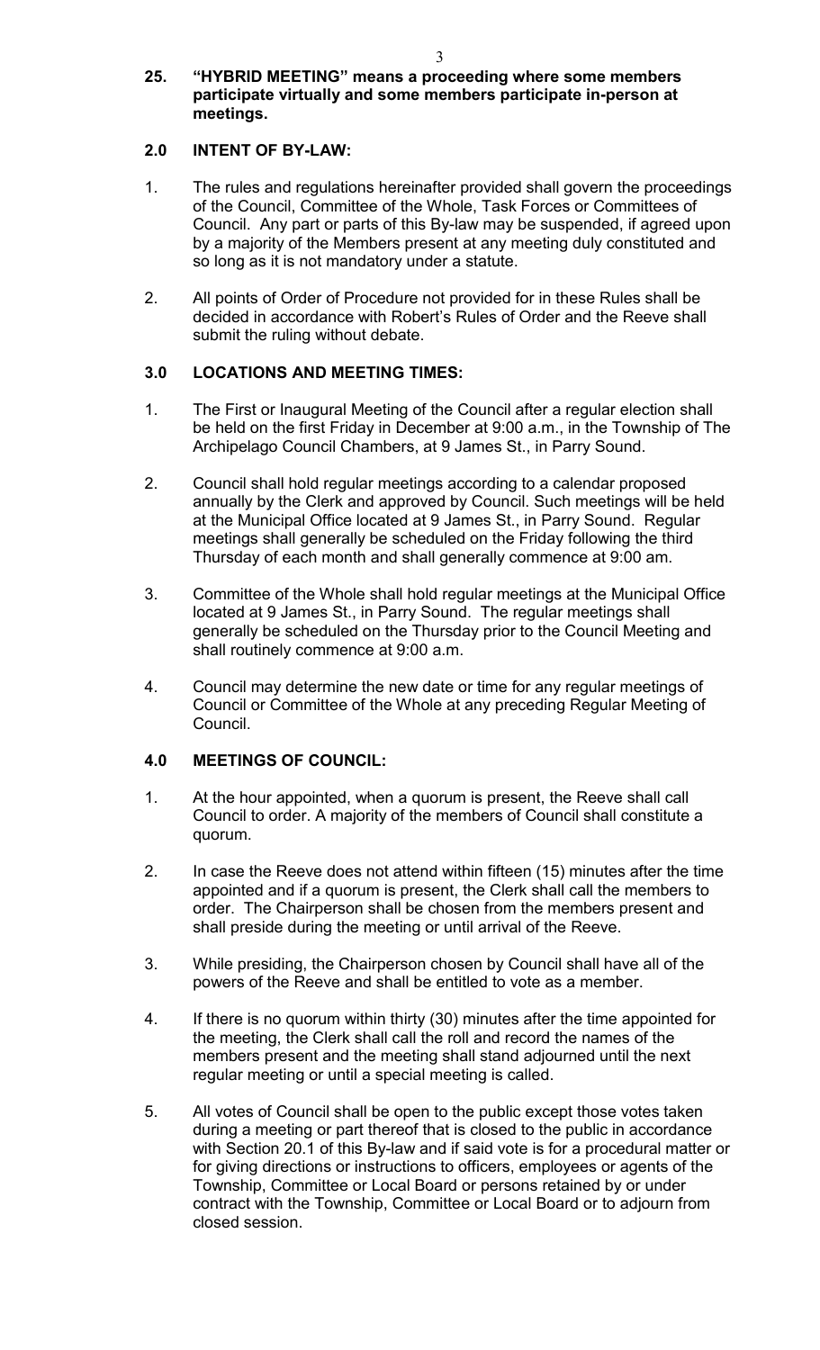**25. "HYBRID MEETING" means a proceeding where some members participate virtually and some members participate in-person at meetings.**

## 2.0 INTENT OF BY-LAW:

1. The rules and regulations hereinafter provided shall govern the proceedings of the Council, Committee of the Whole, Task Forces or Committees of Council. Any part or parts of this By-law may be suspended, if agreed upon by a majority of the Members present at any meeting duly constituted and so long as it is not mandatory under a statute.

2. All points of Order of Procedure not provided for in these Rules shall be decided in accordance with Robert's Rules of Order and the Reeve shall submit the ruling without debate.

## 3.0 LOCATIONS AND MEETING TIMES:

1. The First or Inaugural Meeting of the Council after a regular election shall be held on the first Friday in December at 9:00 a.m., in the Township of The Archipelago Council Chambers, at 9 James St., in Parry Sound.

2. Council shall hold regular meetings according to a calendar proposed annually by the Clerk and approved by Council. Such meetings will be held at the Municipal Office located at 9 James St., in Parry Sound. Regular meetings shall generally be scheduled on the Friday following the third Thursday of each month and shall generally commence at 9:00 am.

3. Committee of the Whole shall hold regular meetings at the Municipal Office located at 9 James St., in Parry Sound. The regular meetings shall generally be scheduled on the Thursday prior to the Council Meeting and shall routinely commence at 9:00 a.m.

4. Council may determine the new date or time for any regular meetings of Council or Committee of the Whole at any preceding Regular Meeting of Council.

## 4.0 MEETINGS OF COUNCIL:

1. At the hour appointed, when a quorum is present, the Reeve shall call Council to order. A majority of the members of Council shall constitute a quorum.

2. In case the Reeve does not attend within fifteen (15) minutes after the time appointed and if a quorum is present, the Clerk shall call the members to order. The Chairperson shall be chosen from the members present and shall preside during the meeting or until arrival of the Reeve.

3. While presiding, the Chairperson chosen by Council shall have all of the powers of the Reeve and shall be entitled to vote as a member.

4. If there is no quorum within thirty (30) minutes after the time appointed for the meeting, the Clerk shall call the roll and record the names of the members present and the meeting shall stand adjourned until the next regular meeting or until a special meeting is called.

5. All votes of Council shall be open to the public except those votes taken during a meeting or part thereof that is closed to the public in accordance with Section 20.1 of this By-law and if said vote is for a procedural matter or for giving directions or instructions to officers, employees or agents of the Township, Committee or Local Board or persons retained by or under contract with the Township, Committee or Local Board or to adjourn from closed session.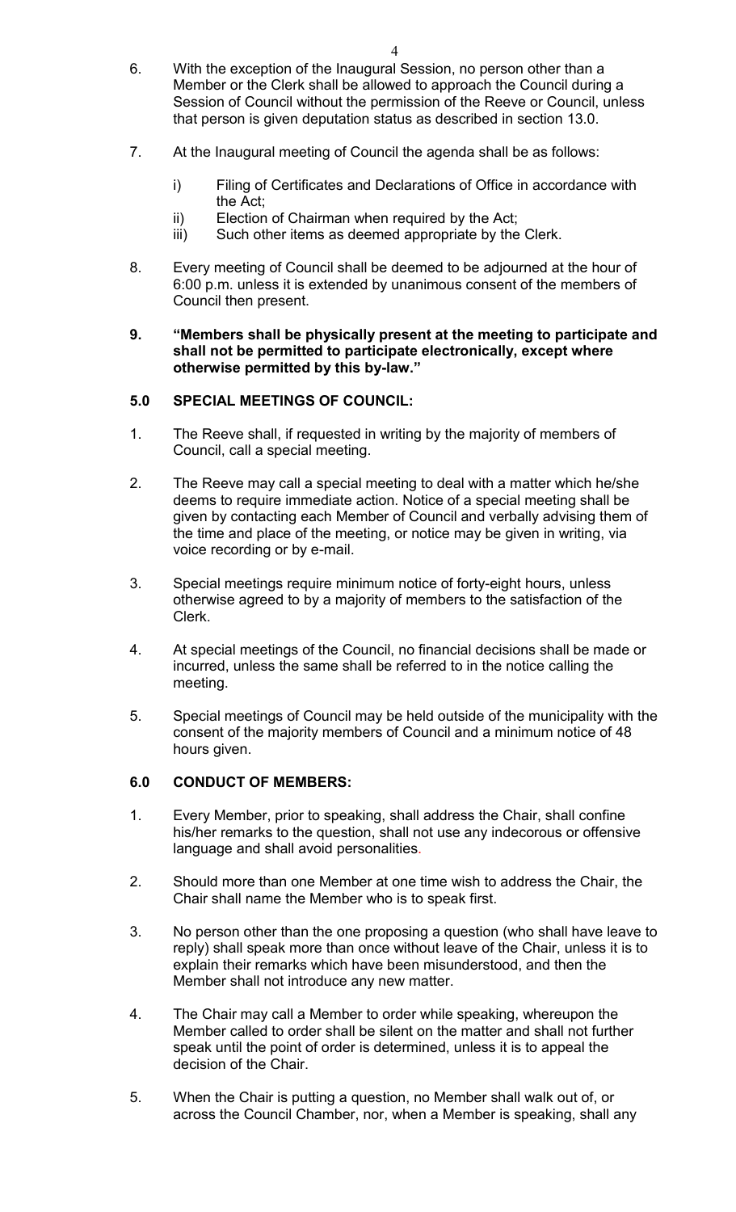6. With the exception of the Inaugural Session, no person other than a Member or the Clerk shall be allowed to approach the Council during a Session of Council without the permission of the Reeve or Council, unless that person is given deputation status as described in section 13.0.

7. At the Inaugural meeting of Council the agenda shall be as follows:

   i) Filing of Certificates and Declarations of Office in accordance with the Act;
   ii) Election of Chairman when required by the Act;
   iii) Such other items as deemed appropriate by the Clerk.

8. Every meeting of Council shall be deemed to be adjourned at the hour of 6:00 p.m. unless it is extended by unanimous consent of the members of Council then present.

**9. "Members shall be physically present at the meeting to participate and shall not be permitted to participate electronically, except where otherwise permitted by this by-law."**

## 5.0 SPECIAL MEETINGS OF COUNCIL:

1. The Reeve shall, if requested in writing by the majority of members of Council, call a special meeting.

2. The Reeve may call a special meeting to deal with a matter which he/she deems to require immediate action. Notice of a special meeting shall be given by contacting each Member of Council and verbally advising them of the time and place of the meeting, or notice may be given in writing, via voice recording or by e-mail.

3. Special meetings require minimum notice of forty-eight hours, unless otherwise agreed to by a majority of members to the satisfaction of the Clerk.

4. At special meetings of the Council, no financial decisions shall be made or incurred, unless the same shall be referred to in the notice calling the meeting.

5. Special meetings of Council may be held outside of the municipality with the consent of the majority members of Council and a minimum notice of 48 hours given.

## 6.0 CONDUCT OF MEMBERS:

1. Every Member, prior to speaking, shall address the Chair, shall confine his/her remarks to the question, shall not use any indecorous or offensive language and shall avoid personalities.

2. Should more than one Member at one time wish to address the Chair, the Chair shall name the Member who is to speak first.

3. No person other than the one proposing a question (who shall have leave to reply) shall speak more than once without leave of the Chair, unless it is to explain their remarks which have been misunderstood, and then the Member shall not introduce any new matter.

4. The Chair may call a Member to order while speaking, whereupon the Member called to order shall be silent on the matter and shall not further speak until the point of order is determined, unless it is to appeal the decision of the Chair.

5. When the Chair is putting a question, no Member shall walk out of, or across the Council Chamber, nor, when a Member is speaking, shall any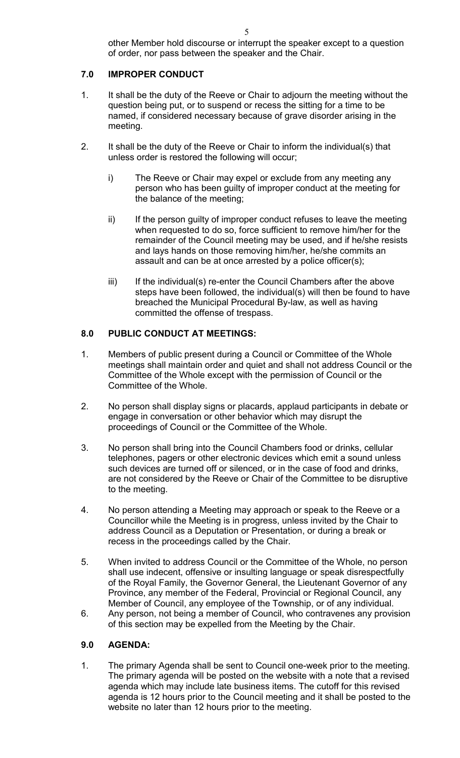other Member hold discourse or interrupt the speaker except to a question of order, nor pass between the speaker and the Chair.

## 7.0 IMPROPER CONDUCT

1. It shall be the duty of the Reeve or Chair to adjourn the meeting without the question being put, or to suspend or recess the sitting for a time to be named, if considered necessary because of grave disorder arising in the meeting.

2. It shall be the duty of the Reeve or Chair to inform the individual(s) that unless order is restored the following will occur;

   i) The Reeve or Chair may expel or exclude from any meeting any person who has been guilty of improper conduct at the meeting for the balance of the meeting;

   ii) If the person guilty of improper conduct refuses to leave the meeting when requested to do so, force sufficient to remove him/her for the remainder of the Council meeting may be used, and if he/she resists and lays hands on those removing him/her, he/she commits an assault and can be at once arrested by a police officer(s);

   iii) If the individual(s) re-enter the Council Chambers after the above steps have been followed, the individual(s) will then be found to have breached the Municipal Procedural By-law, as well as having committed the offense of trespass.

## 8.0 PUBLIC CONDUCT AT MEETINGS:

1. Members of public present during a Council or Committee of the Whole meetings shall maintain order and quiet and shall not address Council or the Committee of the Whole except with the permission of Council or the Committee of the Whole.

2. No person shall display signs or placards, applaud participants in debate or engage in conversation or other behavior which may disrupt the proceedings of Council or the Committee of the Whole.

3. No person shall bring into the Council Chambers food or drinks, cellular telephones, pagers or other electronic devices which emit a sound unless such devices are turned off or silenced, or in the case of food and drinks, are not considered by the Reeve or Chair of the Committee to be disruptive to the meeting.

4. No person attending a Meeting may approach or speak to the Reeve or a Councillor while the Meeting is in progress, unless invited by the Chair to address Council as a Deputation or Presentation, or during a break or recess in the proceedings called by the Chair.

5. When invited to address Council or the Committee of the Whole, no person shall use indecent, offensive or insulting language or speak disrespectfully of the Royal Family, the Governor General, the Lieutenant Governor of any Province, any member of the Federal, Provincial or Regional Council, any Member of Council, any employee of the Township, or of any individual.

6. Any person, not being a member of Council, who contravenes any provision of this section may be expelled from the Meeting by the Chair.

## 9.0 AGENDA:

1. The primary Agenda shall be sent to Council one-week prior to the meeting. The primary agenda will be posted on the website with a note that a revised agenda which may include late business items. The cutoff for this revised agenda is 12 hours prior to the Council meeting and it shall be posted to the website no later than 12 hours prior to the meeting.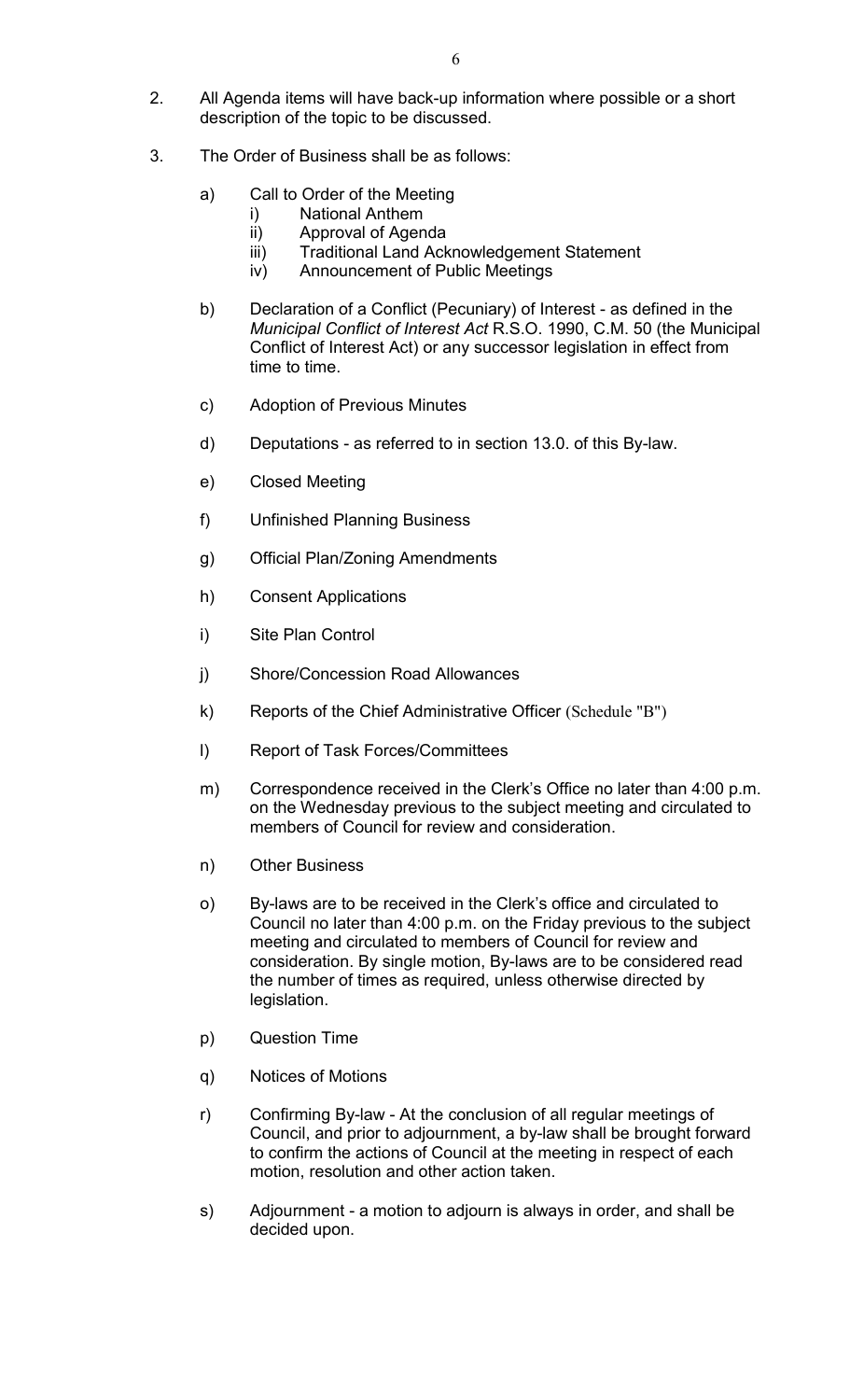2. All Agenda items will have back-up information where possible or a short description of the topic to be discussed.

3. The Order of Business shall be as follows:

   a) Call to Order of the Meeting
      i) National Anthem
      ii) Approval of Agenda
      iii) Traditional Land Acknowledgement Statement
      iv) Announcement of Public Meetings

   b) Declaration of a Conflict (Pecuniary) of Interest - as defined in the *Municipal Conflict of Interest Act* R.S.O. 1990, C.M. 50 (the Municipal Conflict of Interest Act) or any successor legislation in effect from time to time.

   c) Adoption of Previous Minutes

   d) Deputations - as referred to in section 13.0. of this By-law.

   e) Closed Meeting

   f) Unfinished Planning Business

   g) Official Plan/Zoning Amendments

   h) Consent Applications

   i) Site Plan Control

   j) Shore/Concession Road Allowances

   k) Reports of the Chief Administrative Officer (Schedule "B")

   l) Report of Task Forces/Committees

   m) Correspondence received in the Clerk's Office no later than 4:00 p.m. on the Wednesday previous to the subject meeting and circulated to members of Council for review and consideration.

   n) Other Business

   o) By-laws are to be received in the Clerk's office and circulated to Council no later than 4:00 p.m. on the Friday previous to the subject meeting and circulated to members of Council for review and consideration. By single motion, By-laws are to be considered read the number of times as required, unless otherwise directed by legislation.

   p) Question Time

   q) Notices of Motions

   r) Confirming By-law - At the conclusion of all regular meetings of Council, and prior to adjournment, a by-law shall be brought forward to confirm the actions of Council at the meeting in respect of each motion, resolution and other action taken.

   s) Adjournment - a motion to adjourn is always in order, and shall be decided upon.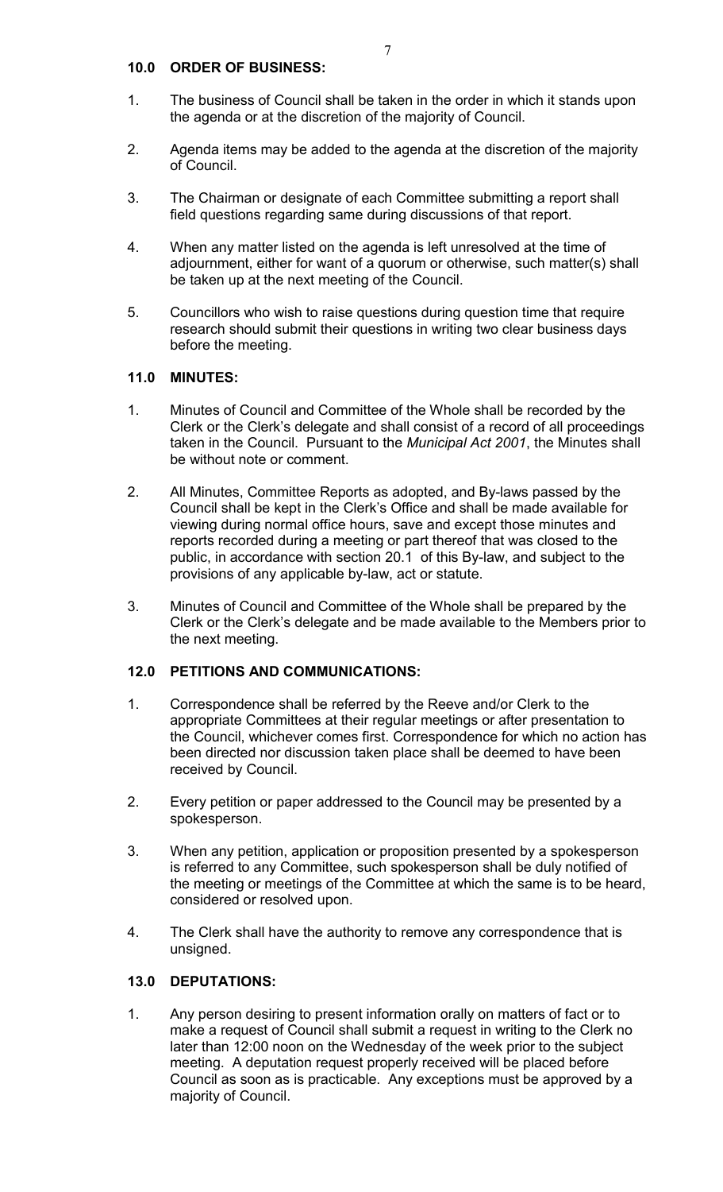## 10.0 ORDER OF BUSINESS:

1. The business of Council shall be taken in the order in which it stands upon the agenda or at the discretion of the majority of Council.

2. Agenda items may be added to the agenda at the discretion of the majority of Council.

3. The Chairman or designate of each Committee submitting a report shall field questions regarding same during discussions of that report.

4. When any matter listed on the agenda is left unresolved at the time of adjournment, either for want of a quorum or otherwise, such matter(s) shall be taken up at the next meeting of the Council.

5. Councillors who wish to raise questions during question time that require research should submit their questions in writing two clear business days before the meeting.

## 11.0 MINUTES:

1. Minutes of Council and Committee of the Whole shall be recorded by the Clerk or the Clerk's delegate and shall consist of a record of all proceedings taken in the Council. Pursuant to the *Municipal Act 2001*, the Minutes shall be without note or comment.

2. All Minutes, Committee Reports as adopted, and By-laws passed by the Council shall be kept in the Clerk's Office and shall be made available for viewing during normal office hours, save and except those minutes and reports recorded during a meeting or part thereof that was closed to the public, in accordance with section 20.1 of this By-law, and subject to the provisions of any applicable by-law, act or statute.

3. Minutes of Council and Committee of the Whole shall be prepared by the Clerk or the Clerk's delegate and be made available to the Members prior to the next meeting.

## 12.0 PETITIONS AND COMMUNICATIONS:

1. Correspondence shall be referred by the Reeve and/or Clerk to the appropriate Committees at their regular meetings or after presentation to the Council, whichever comes first. Correspondence for which no action has been directed nor discussion taken place shall be deemed to have been received by Council.

2. Every petition or paper addressed to the Council may be presented by a spokesperson.

3. When any petition, application or proposition presented by a spokesperson is referred to any Committee, such spokesperson shall be duly notified of the meeting or meetings of the Committee at which the same is to be heard, considered or resolved upon.

4. The Clerk shall have the authority to remove any correspondence that is unsigned.

## 13.0 DEPUTATIONS:

1. Any person desiring to present information orally on matters of fact or to make a request of Council shall submit a request in writing to the Clerk no later than 12:00 noon on the Wednesday of the week prior to the subject meeting. A deputation request properly received will be placed before Council as soon as is practicable. Any exceptions must be approved by a majority of Council.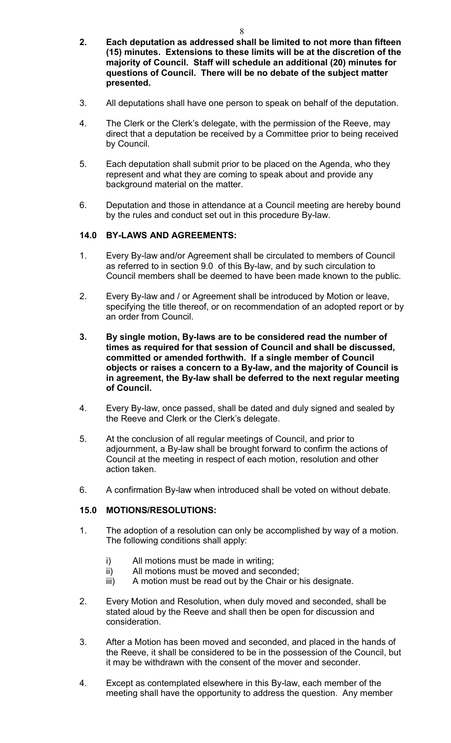**2. Each deputation as addressed shall be limited to not more than fifteen (15) minutes. Extensions to these limits will be at the discretion of the majority of Council. Staff will schedule an additional (20) minutes for questions of Council. There will be no debate of the subject matter presented.**

3. All deputations shall have one person to speak on behalf of the deputation.

4. The Clerk or the Clerk's delegate, with the permission of the Reeve, may direct that a deputation be received by a Committee prior to being received by Council.

5. Each deputation shall submit prior to be placed on the Agenda, who they represent and what they are coming to speak about and provide any background material on the matter.

6. Deputation and those in attendance at a Council meeting are hereby bound by the rules and conduct set out in this procedure By-law.

## 14.0 BY-LAWS AND AGREEMENTS:

1. Every By-law and/or Agreement shall be circulated to members of Council as referred to in section 9.0 of this By-law, and by such circulation to Council members shall be deemed to have been made known to the public.

2. Every By-law and / or Agreement shall be introduced by Motion or leave, specifying the title thereof, or on recommendation of an adopted report or by an order from Council.

**3. By single motion, By-laws are to be considered read the number of times as required for that session of Council and shall be discussed, committed or amended forthwith. If a single member of Council objects or raises a concern to a By-law, and the majority of Council is in agreement, the By-law shall be deferred to the next regular meeting of Council.**

4. Every By-law, once passed, shall be dated and duly signed and sealed by the Reeve and Clerk or the Clerk's delegate.

5. At the conclusion of all regular meetings of Council, and prior to adjournment, a By-law shall be brought forward to confirm the actions of Council at the meeting in respect of each motion, resolution and other action taken.

6. A confirmation By-law when introduced shall be voted on without debate.

## 15.0 MOTIONS/RESOLUTIONS:

1. The adoption of a resolution can only be accomplished by way of a motion. The following conditions shall apply:

   i) All motions must be made in writing;
   ii) All motions must be moved and seconded;
   iii) A motion must be read out by the Chair or his designate.

2. Every Motion and Resolution, when duly moved and seconded, shall be stated aloud by the Reeve and shall then be open for discussion and consideration.

3. After a Motion has been moved and seconded, and placed in the hands of the Reeve, it shall be considered to be in the possession of the Council, but it may be withdrawn with the consent of the mover and seconder.

4. Except as contemplated elsewhere in this By-law, each member of the meeting shall have the opportunity to address the question. Any member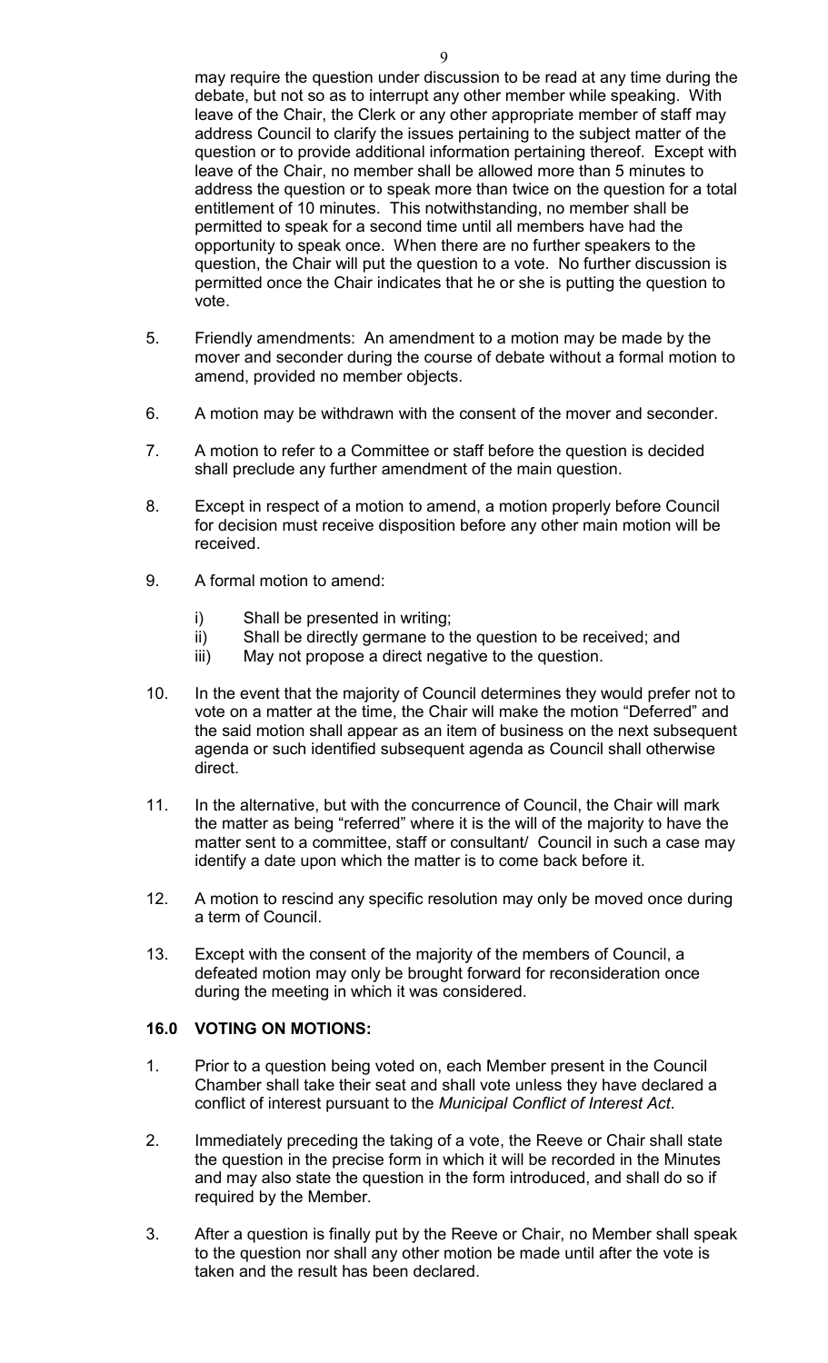may require the question under discussion to be read at any time during the debate, but not so as to interrupt any other member while speaking. With leave of the Chair, the Clerk or any other appropriate member of staff may address Council to clarify the issues pertaining to the subject matter of the question or to provide additional information pertaining thereof. Except with leave of the Chair, no member shall be allowed more than 5 minutes to address the question or to speak more than twice on the question for a total entitlement of 10 minutes. This notwithstanding, no member shall be permitted to speak for a second time until all members have had the opportunity to speak once. When there are no further speakers to the question, the Chair will put the question to a vote. No further discussion is permitted once the Chair indicates that he or she is putting the question to vote.

5. Friendly amendments: An amendment to a motion may be made by the mover and seconder during the course of debate without a formal motion to amend, provided no member objects.

6. A motion may be withdrawn with the consent of the mover and seconder.

7. A motion to refer to a Committee or staff before the question is decided shall preclude any further amendment of the main question.

8. Except in respect of a motion to amend, a motion properly before Council for decision must receive disposition before any other main motion will be received.

9. A formal motion to amend:

   i) Shall be presented in writing;
   ii) Shall be directly germane to the question to be received; and
   iii) May not propose a direct negative to the question.

10. In the event that the majority of Council determines they would prefer not to vote on a matter at the time, the Chair will make the motion "Deferred" and the said motion shall appear as an item of business on the next subsequent agenda or such identified subsequent agenda as Council shall otherwise direct.

11. In the alternative, but with the concurrence of Council, the Chair will mark the matter as being "referred" where it is the will of the majority to have the matter sent to a committee, staff or consultant/ Council in such a case may identify a date upon which the matter is to come back before it.

12. A motion to rescind any specific resolution may only be moved once during a term of Council.

13. Except with the consent of the majority of the members of Council, a defeated motion may only be brought forward for reconsideration once during the meeting in which it was considered.

## 16.0 VOTING ON MOTIONS:

1. Prior to a question being voted on, each Member present in the Council Chamber shall take their seat and shall vote unless they have declared a conflict of interest pursuant to the *Municipal Conflict of Interest Act*.

2. Immediately preceding the taking of a vote, the Reeve or Chair shall state the question in the precise form in which it will be recorded in the Minutes and may also state the question in the form introduced, and shall do so if required by the Member.

3. After a question is finally put by the Reeve or Chair, no Member shall speak to the question nor shall any other motion be made until after the vote is taken and the result has been declared.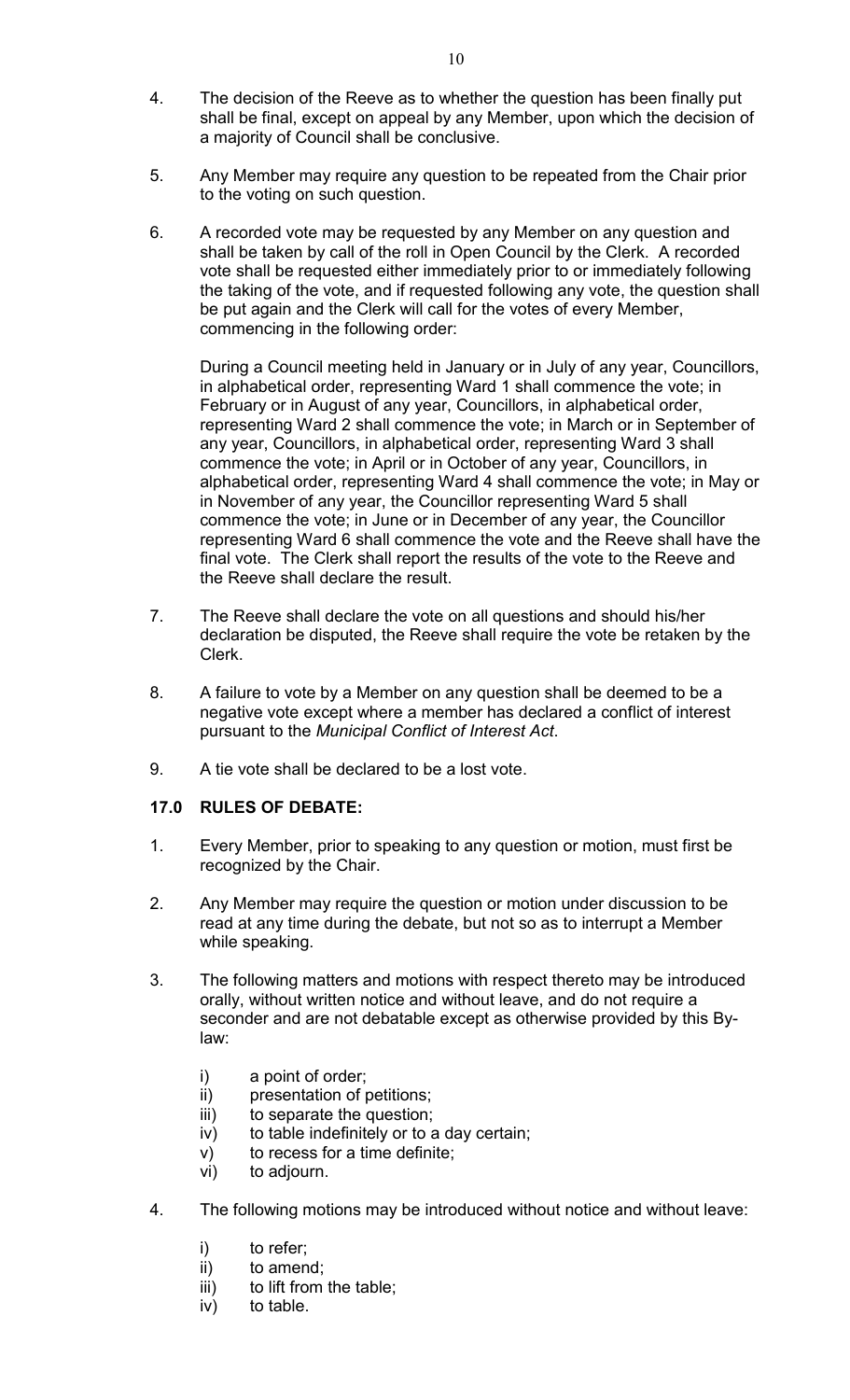4. The decision of the Reeve as to whether the question has been finally put shall be final, except on appeal by any Member, upon which the decision of a majority of Council shall be conclusive.

5. Any Member may require any question to be repeated from the Chair prior to the voting on such question.

6. A recorded vote may be requested by any Member on any question and shall be taken by call of the roll in Open Council by the Clerk. A recorded vote shall be requested either immediately prior to or immediately following the taking of the vote, and if requested following any vote, the question shall be put again and the Clerk will call for the votes of every Member, commencing in the following order:

   During a Council meeting held in January or in July of any year, Councillors, in alphabetical order, representing Ward 1 shall commence the vote; in February or in August of any year, Councillors, in alphabetical order, representing Ward 2 shall commence the vote; in March or in September of any year, Councillors, in alphabetical order, representing Ward 3 shall commence the vote; in April or in October of any year, Councillors, in alphabetical order, representing Ward 4 shall commence the vote; in May or in November of any year, the Councillor representing Ward 5 shall commence the vote; in June or in December of any year, the Councillor representing Ward 6 shall commence the vote and the Reeve shall have the final vote. The Clerk shall report the results of the vote to the Reeve and the Reeve shall declare the result.

7. The Reeve shall declare the vote on all questions and should his/her declaration be disputed, the Reeve shall require the vote be retaken by the Clerk.

8. A failure to vote by a Member on any question shall be deemed to be a negative vote except where a member has declared a conflict of interest pursuant to the *Municipal Conflict of Interest Act*.

9. A tie vote shall be declared to be a lost vote.

## 17.0 RULES OF DEBATE:

1. Every Member, prior to speaking to any question or motion, must first be recognized by the Chair.

2. Any Member may require the question or motion under discussion to be read at any time during the debate, but not so as to interrupt a Member while speaking.

3. The following matters and motions with respect thereto may be introduced orally, without written notice and without leave, and do not require a seconder and are not debatable except as otherwise provided by this By-law:

   i) a point of order;
   ii) presentation of petitions;
   iii) to separate the question;
   iv) to table indefinitely or to a day certain;
   v) to recess for a time definite;
   vi) to adjourn.

4. The following motions may be introduced without notice and without leave:

   i) to refer;
   ii) to amend;
   iii) to lift from the table;
   iv) to table.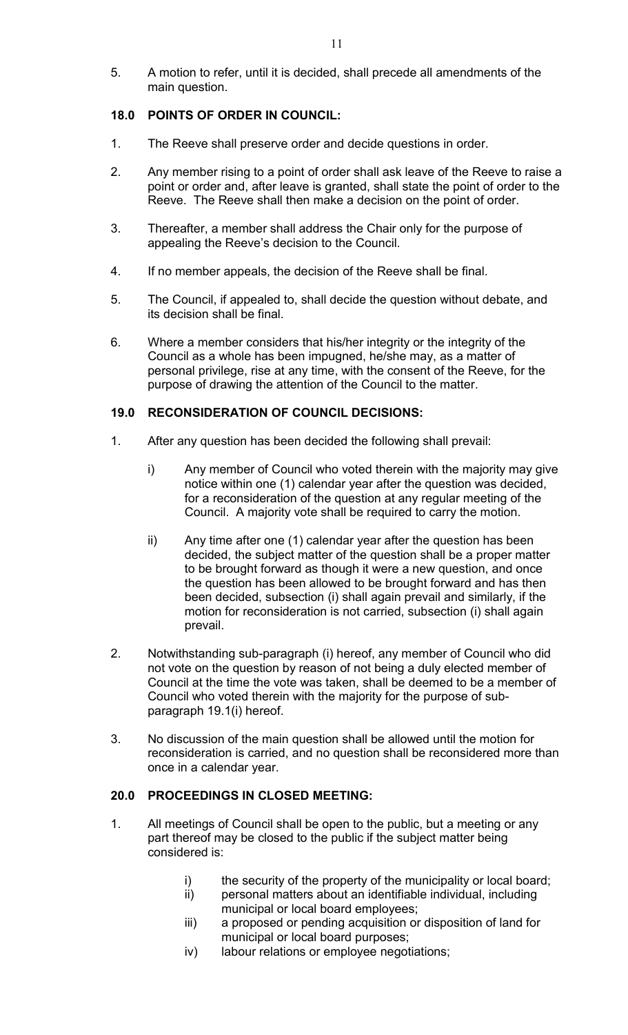5. A motion to refer, until it is decided, shall precede all amendments of the main question.

## 18.0 POINTS OF ORDER IN COUNCIL:

1. The Reeve shall preserve order and decide questions in order.

2. Any member rising to a point of order shall ask leave of the Reeve to raise a point or order and, after leave is granted, shall state the point of order to the Reeve. The Reeve shall then make a decision on the point of order.

3. Thereafter, a member shall address the Chair only for the purpose of appealing the Reeve's decision to the Council.

4. If no member appeals, the decision of the Reeve shall be final.

5. The Council, if appealed to, shall decide the question without debate, and its decision shall be final.

6. Where a member considers that his/her integrity or the integrity of the Council as a whole has been impugned, he/she may, as a matter of personal privilege, rise at any time, with the consent of the Reeve, for the purpose of drawing the attention of the Council to the matter.

## 19.0 RECONSIDERATION OF COUNCIL DECISIONS:

1. After any question has been decided the following shall prevail:

   i) Any member of Council who voted therein with the majority may give notice within one (1) calendar year after the question was decided, for a reconsideration of the question at any regular meeting of the Council. A majority vote shall be required to carry the motion.

   ii) Any time after one (1) calendar year after the question has been decided, the subject matter of the question shall be a proper matter to be brought forward as though it were a new question, and once the question has been allowed to be brought forward and has then been decided, subsection (i) shall again prevail and similarly, if the motion for reconsideration is not carried, subsection (i) shall again prevail.

2. Notwithstanding sub-paragraph (i) hereof, any member of Council who did not vote on the question by reason of not being a duly elected member of Council at the time the vote was taken, shall be deemed to be a member of Council who voted therein with the majority for the purpose of sub-paragraph 19.1(i) hereof.

3. No discussion of the main question shall be allowed until the motion for reconsideration is carried, and no question shall be reconsidered more than once in a calendar year.

## 20.0 PROCEEDINGS IN CLOSED MEETING:

1. All meetings of Council shall be open to the public, but a meeting or any part thereof may be closed to the public if the subject matter being considered is:

   i) the security of the property of the municipality or local board;
   ii) personal matters about an identifiable individual, including municipal or local board employees;
   iii) a proposed or pending acquisition or disposition of land for municipal or local board purposes;
   iv) labour relations or employee negotiations;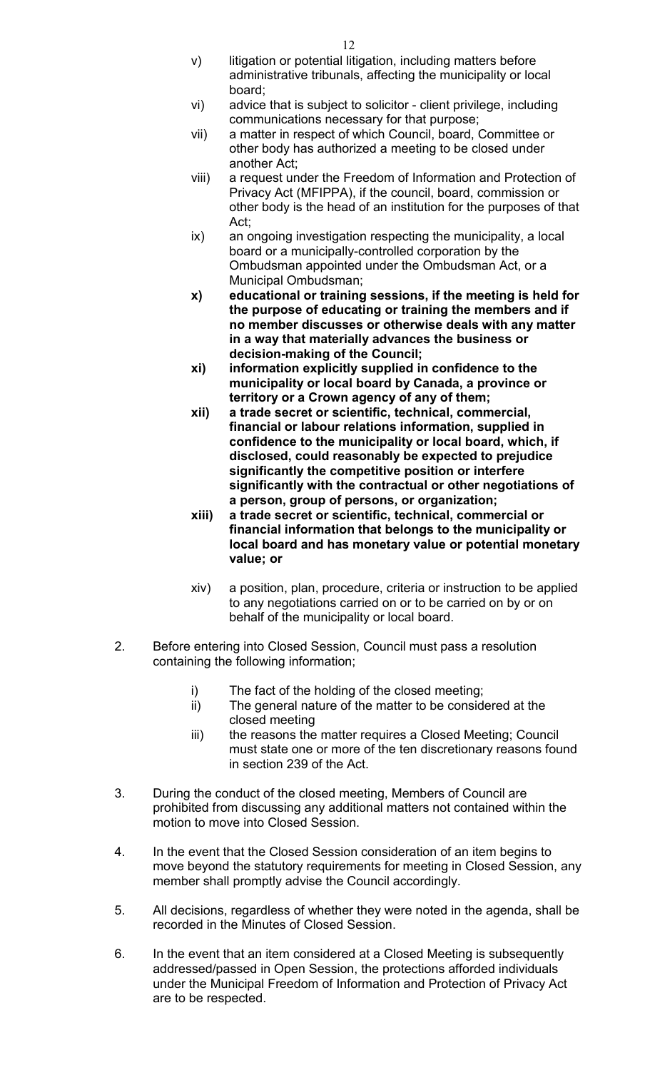v) litigation or potential litigation, including matters before administrative tribunals, affecting the municipality or local board;

vi) advice that is subject to solicitor - client privilege, including communications necessary for that purpose;

vii) a matter in respect of which Council, board, Committee or other body has authorized a meeting to be closed under another Act;

viii) a request under the Freedom of Information and Protection of Privacy Act (MFIPPA), if the council, board, commission or other body is the head of an institution for the purposes of that Act;

ix) an ongoing investigation respecting the municipality, a local board or a municipally-controlled corporation by the Ombudsman appointed under the Ombudsman Act, or a Municipal Ombudsman;

**x) educational or training sessions, if the meeting is held for the purpose of educating or training the members and if no member discusses or otherwise deals with any matter in a way that materially advances the business or decision-making of the Council;**

**xi) information explicitly supplied in confidence to the municipality or local board by Canada, a province or territory or a Crown agency of any of them;**

**xii) a trade secret or scientific, technical, commercial, financial or labour relations information, supplied in confidence to the municipality or local board, which, if disclosed, could reasonably be expected to prejudice significantly the competitive position or interfere significantly with the contractual or other negotiations of a person, group of persons, or organization;**

**xiii) a trade secret or scientific, technical, commercial or financial information that belongs to the municipality or local board and has monetary value or potential monetary value; or**

xiv) a position, plan, procedure, criteria or instruction to be applied to any negotiations carried on or to be carried on by or on behalf of the municipality or local board.

2. Before entering into Closed Session, Council must pass a resolution containing the following information;

   i) The fact of the holding of the closed meeting;
   ii) The general nature of the matter to be considered at the closed meeting
   iii) the reasons the matter requires a Closed Meeting; Council must state one or more of the ten discretionary reasons found in section 239 of the Act.

3. During the conduct of the closed meeting, Members of Council are prohibited from discussing any additional matters not contained within the motion to move into Closed Session.

4. In the event that the Closed Session consideration of an item begins to move beyond the statutory requirements for meeting in Closed Session, any member shall promptly advise the Council accordingly.

5. All decisions, regardless of whether they were noted in the agenda, shall be recorded in the Minutes of Closed Session.

6. In the event that an item considered at a Closed Meeting is subsequently addressed/passed in Open Session, the protections afforded individuals under the Municipal Freedom of Information and Protection of Privacy Act are to be respected.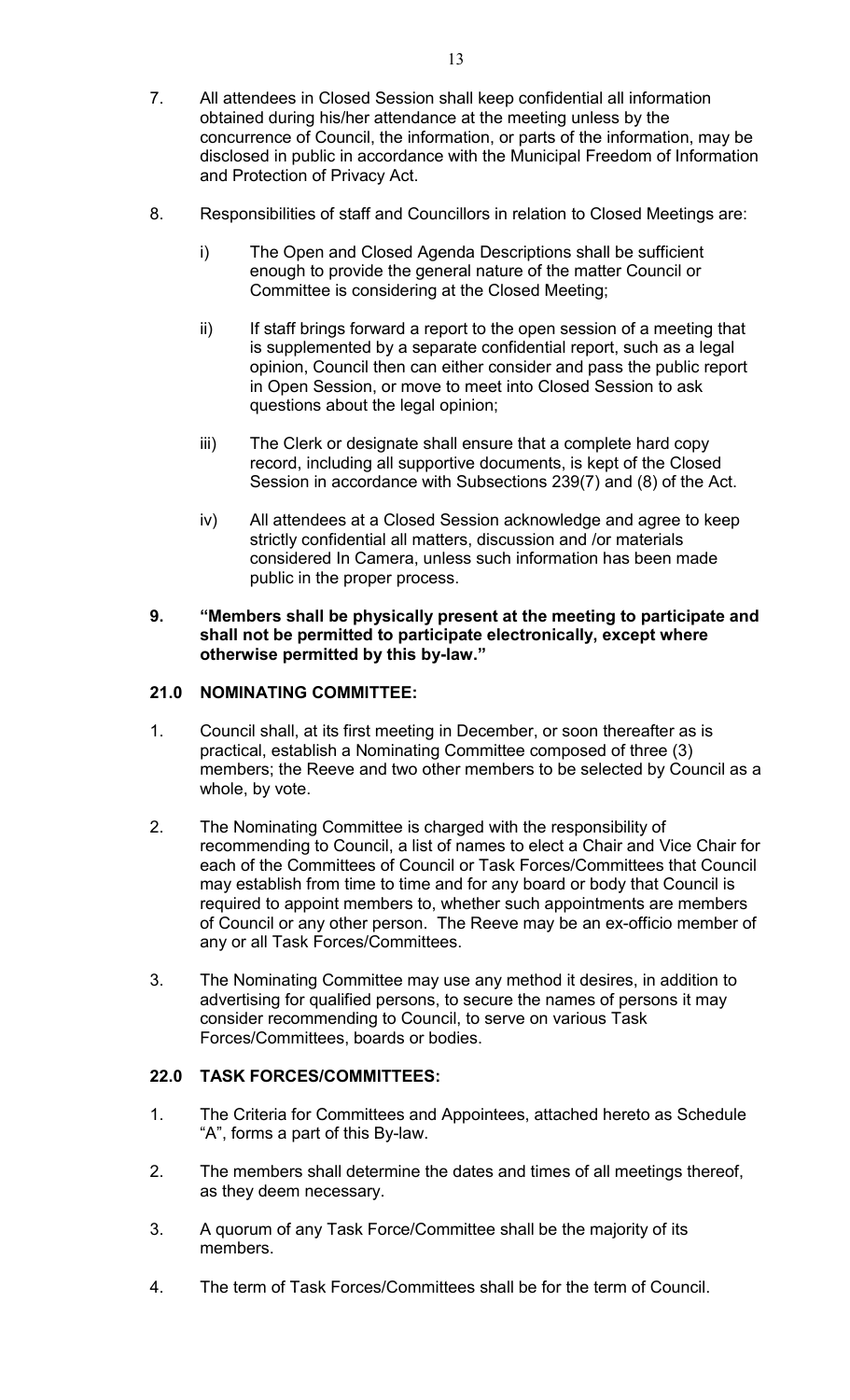7. All attendees in Closed Session shall keep confidential all information obtained during his/her attendance at the meeting unless by the concurrence of Council, the information, or parts of the information, may be disclosed in public in accordance with the Municipal Freedom of Information and Protection of Privacy Act.

8. Responsibilities of staff and Councillors in relation to Closed Meetings are:

   i) The Open and Closed Agenda Descriptions shall be sufficient enough to provide the general nature of the matter Council or Committee is considering at the Closed Meeting;

   ii) If staff brings forward a report to the open session of a meeting that is supplemented by a separate confidential report, such as a legal opinion, Council then can either consider and pass the public report in Open Session, or move to meet into Closed Session to ask questions about the legal opinion;

   iii) The Clerk or designate shall ensure that a complete hard copy record, including all supportive documents, is kept of the Closed Session in accordance with Subsections 239(7) and (8) of the Act.

   iv) All attendees at a Closed Session acknowledge and agree to keep strictly confidential all matters, discussion and /or materials considered In Camera, unless such information has been made public in the proper process.

**9. "Members shall be physically present at the meeting to participate and shall not be permitted to participate electronically, except where otherwise permitted by this by-law."**

## 21.0 NOMINATING COMMITTEE:

1. Council shall, at its first meeting in December, or soon thereafter as is practical, establish a Nominating Committee composed of three (3) members; the Reeve and two other members to be selected by Council as a whole, by vote.

2. The Nominating Committee is charged with the responsibility of recommending to Council, a list of names to elect a Chair and Vice Chair for each of the Committees of Council or Task Forces/Committees that Council may establish from time to time and for any board or body that Council is required to appoint members to, whether such appointments are members of Council or any other person. The Reeve may be an ex-officio member of any or all Task Forces/Committees.

3. The Nominating Committee may use any method it desires, in addition to advertising for qualified persons, to secure the names of persons it may consider recommending to Council, to serve on various Task Forces/Committees, boards or bodies.

## 22.0 TASK FORCES/COMMITTEES:

1. The Criteria for Committees and Appointees, attached hereto as Schedule "A", forms a part of this By-law.

2. The members shall determine the dates and times of all meetings thereof, as they deem necessary.

3. A quorum of any Task Force/Committee shall be the majority of its members.

4. The term of Task Forces/Committees shall be for the term of Council.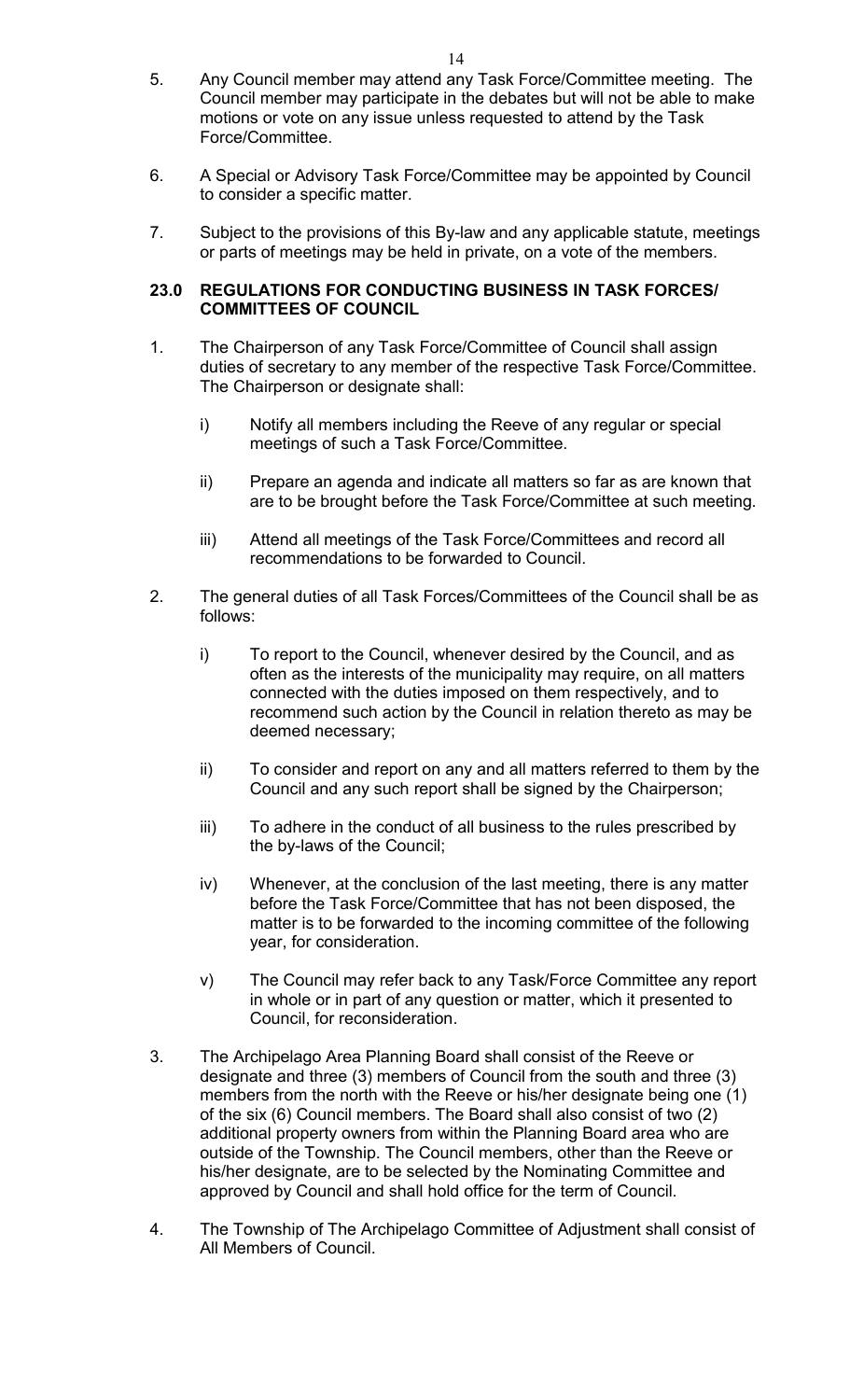5. Any Council member may attend any Task Force/Committee meeting. The Council member may participate in the debates but will not be able to make motions or vote on any issue unless requested to attend by the Task Force/Committee.

6. A Special or Advisory Task Force/Committee may be appointed by Council to consider a specific matter.

7. Subject to the provisions of this By-law and any applicable statute, meetings or parts of meetings may be held in private, on a vote of the members.

### 23.0 REGULATIONS FOR CONDUCTING BUSINESS IN TASK FORCES/ COMMITTEES OF COUNCIL

1. The Chairperson of any Task Force/Committee of Council shall assign duties of secretary to any member of the respective Task Force/Committee. The Chairperson or designate shall:

   i) Notify all members including the Reeve of any regular or special meetings of such a Task Force/Committee.

   ii) Prepare an agenda and indicate all matters so far as are known that are to be brought before the Task Force/Committee at such meeting.

   iii) Attend all meetings of the Task Force/Committees and record all recommendations to be forwarded to Council.

2. The general duties of all Task Forces/Committees of the Council shall be as follows:

   i) To report to the Council, whenever desired by the Council, and as often as the interests of the municipality may require, on all matters connected with the duties imposed on them respectively, and to recommend such action by the Council in relation thereto as may be deemed necessary;

   ii) To consider and report on any and all matters referred to them by the Council and any such report shall be signed by the Chairperson;

   iii) To adhere in the conduct of all business to the rules prescribed by the by-laws of the Council;

   iv) Whenever, at the conclusion of the last meeting, there is any matter before the Task Force/Committee that has not been disposed, the matter is to be forwarded to the incoming committee of the following year, for consideration.

   v) The Council may refer back to any Task/Force Committee any report in whole or in part of any question or matter, which it presented to Council, for reconsideration.

3. The Archipelago Area Planning Board shall consist of the Reeve or designate and three (3) members of Council from the south and three (3) members from the north with the Reeve or his/her designate being one (1) of the six (6) Council members. The Board shall also consist of two (2) additional property owners from within the Planning Board area who are outside of the Township. The Council members, other than the Reeve or his/her designate, are to be selected by the Nominating Committee and approved by Council and shall hold office for the term of Council.

4. The Township of The Archipelago Committee of Adjustment shall consist of All Members of Council.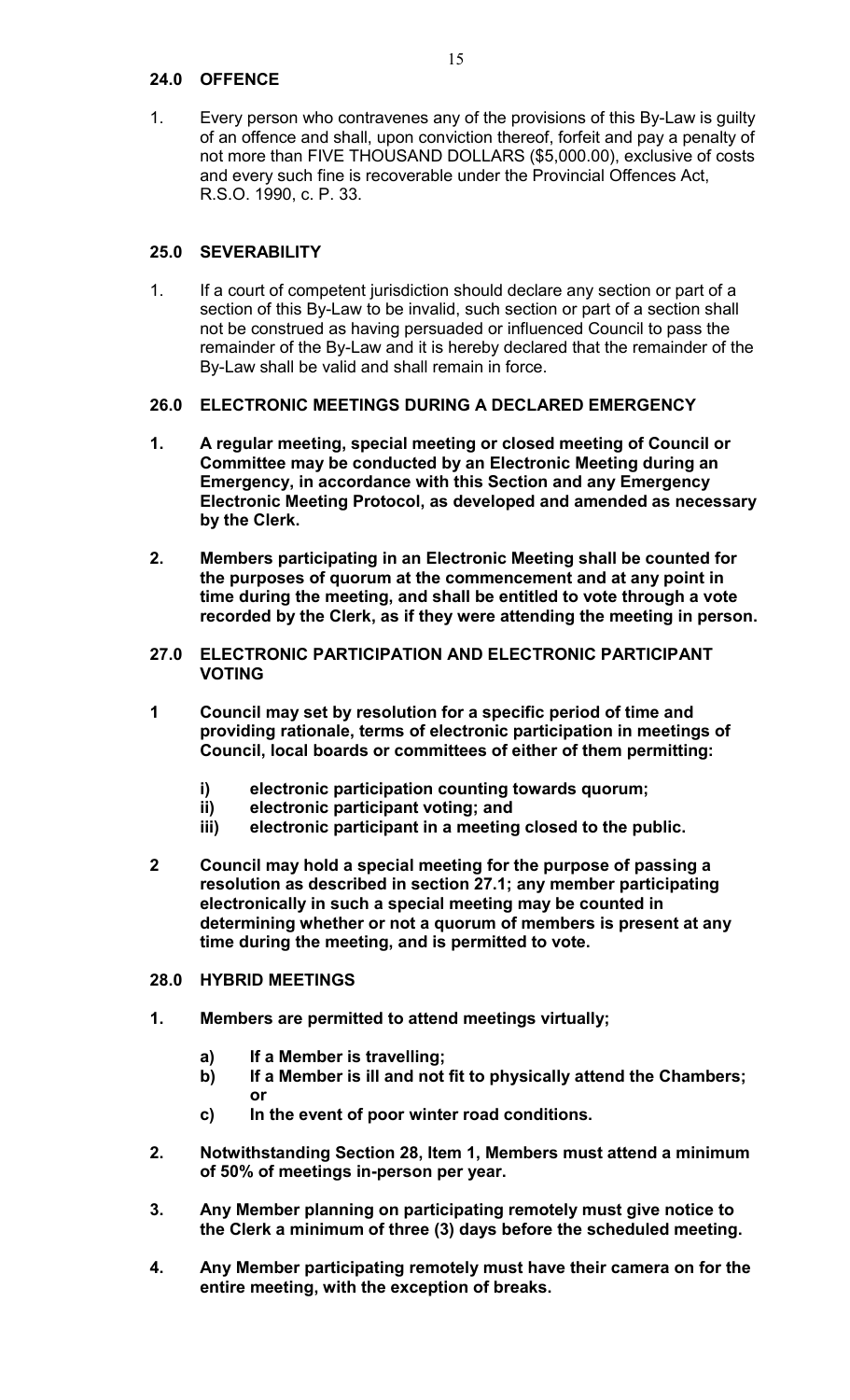## 24.0 OFFENCE

1. Every person who contravenes any of the provisions of this By-Law is guilty of an offence and shall, upon conviction thereof, forfeit and pay a penalty of not more than FIVE THOUSAND DOLLARS ($5,000.00), exclusive of costs and every such fine is recoverable under the Provincial Offences Act, R.S.O. 1990, c. P. 33.

## 25.0 SEVERABILITY

1. If a court of competent jurisdiction should declare any section or part of a section of this By-Law to be invalid, such section or part of a section shall not be construed as having persuaded or influenced Council to pass the remainder of the By-Law and it is hereby declared that the remainder of the By-Law shall be valid and shall remain in force.

## 26.0 ELECTRONIC MEETINGS DURING A DECLARED EMERGENCY

**1. A regular meeting, special meeting or closed meeting of Council or Committee may be conducted by an Electronic Meeting during an Emergency, in accordance with this Section and any Emergency Electronic Meeting Protocol, as developed and amended as necessary by the Clerk.**

**2. Members participating in an Electronic Meeting shall be counted for the purposes of quorum at the commencement and at any point in time during the meeting, and shall be entitled to vote through a vote recorded by the Clerk, as if they were attending the meeting in person.**

## 27.0 ELECTRONIC PARTICIPATION AND ELECTRONIC PARTICIPANT VOTING

**1 Council may set by resolution for a specific period of time and providing rationale, terms of electronic participation in meetings of Council, local boards or committees of either of them permitting:**

- **i) electronic participation counting towards quorum;**
- **ii) electronic participant voting; and**
- **iii) electronic participant in a meeting closed to the public.**

**2 Council may hold a special meeting for the purpose of passing a resolution as described in section 27.1; any member participating electronically in such a special meeting may be counted in determining whether or not a quorum of members is present at any time during the meeting, and is permitted to vote.**

## 28.0 HYBRID MEETINGS

**1. Members are permitted to attend meetings virtually;**

- **a) If a Member is travelling;**
- **b) If a Member is ill and not fit to physically attend the Chambers; or**
- **c) In the event of poor winter road conditions.**

**2. Notwithstanding Section 28, Item 1, Members must attend a minimum of 50% of meetings in-person per year.**

**3. Any Member planning on participating remotely must give notice to the Clerk a minimum of three (3) days before the scheduled meeting.**

**4. Any Member participating remotely must have their camera on for the entire meeting, with the exception of breaks.**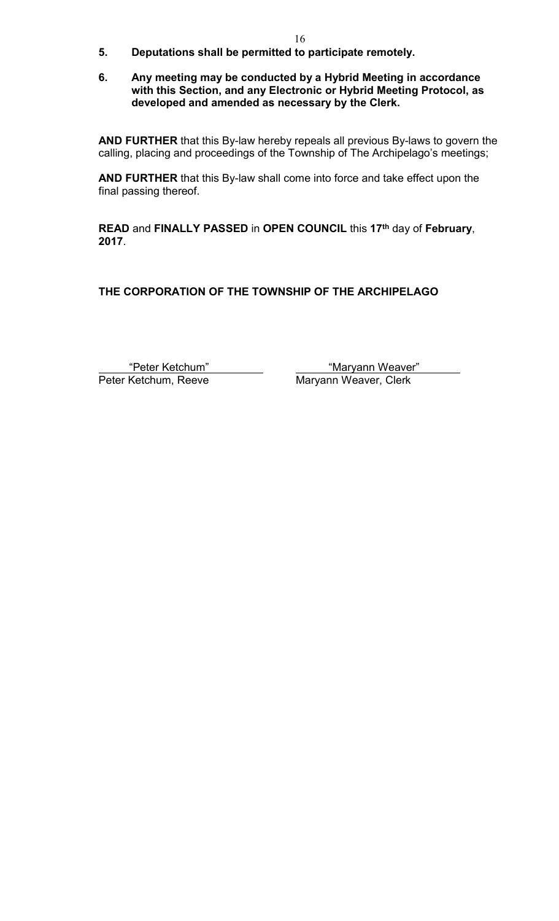**5. Deputations shall be permitted to participate remotely.**

**6. Any meeting may be conducted by a Hybrid Meeting in accordance with this Section, and any Electronic or Hybrid Meeting Protocol, as developed and amended as necessary by the Clerk.**

**AND FURTHER** that this By-law hereby repeals all previous By-laws to govern the calling, placing and proceedings of the Township of The Archipelago's meetings;

**AND FURTHER** that this By-law shall come into force and take effect upon the final passing thereof.

**READ** and **FINALLY PASSED** in **OPEN COUNCIL** this **17th** day of **February**, **2017**.

**THE CORPORATION OF THE TOWNSHIP OF THE ARCHIPELAGO**

| "Peter Ketchum" | "Maryann Weaver" |
| --- | --- |
| Peter Ketchum, Reeve | Maryann Weaver, Clerk |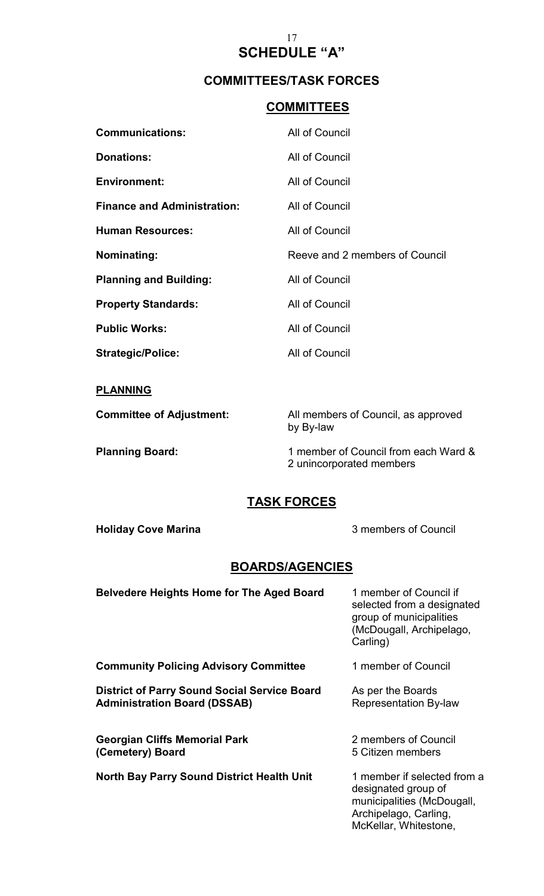# SCHEDULE "A"

## COMMITTEES/TASK FORCES

## COMMITTEES

| | |
|---|---|
| **Communications:** | All of Council |
| **Donations:** | All of Council |
| **Environment:** | All of Council |
| **Finance and Administration:** | All of Council |
| **Human Resources:** | All of Council |
| **Nominating:** | Reeve and 2 members of Council |
| **Planning and Building:** | All of Council |
| **Property Standards:** | All of Council |
| **Public Works:** | All of Council |
| **Strategic/Police:** | All of Council |

### PLANNING

| | |
|---|---|
| **Committee of Adjustment:** | All members of Council, as approved by By-law |
| **Planning Board:** | 1 member of Council from each Ward & 2 unincorporated members |

## TASK FORCES

| | |
|---|---|
| **Holiday Cove Marina** | 3 members of Council |

## BOARDS/AGENCIES

| | |
|---|---|
| **Belvedere Heights Home for The Aged Board** | 1 member of Council if selected from a designated group of municipalities (McDougall, Archipelago, Carling) |
| **Community Policing Advisory Committee** | 1 member of Council |
| **District of Parry Sound Social Service Board Administration Board (DSSAB)** | As per the Boards Representation By-law |
| **Georgian Cliffs Memorial Park (Cemetery) Board** | 2 members of Council<br>5 Citizen members |
| **North Bay Parry Sound District Health Unit** | 1 member if selected from a designated group of municipalities (McDougall, Archipelago, Carling, McKellar, Whitestone, |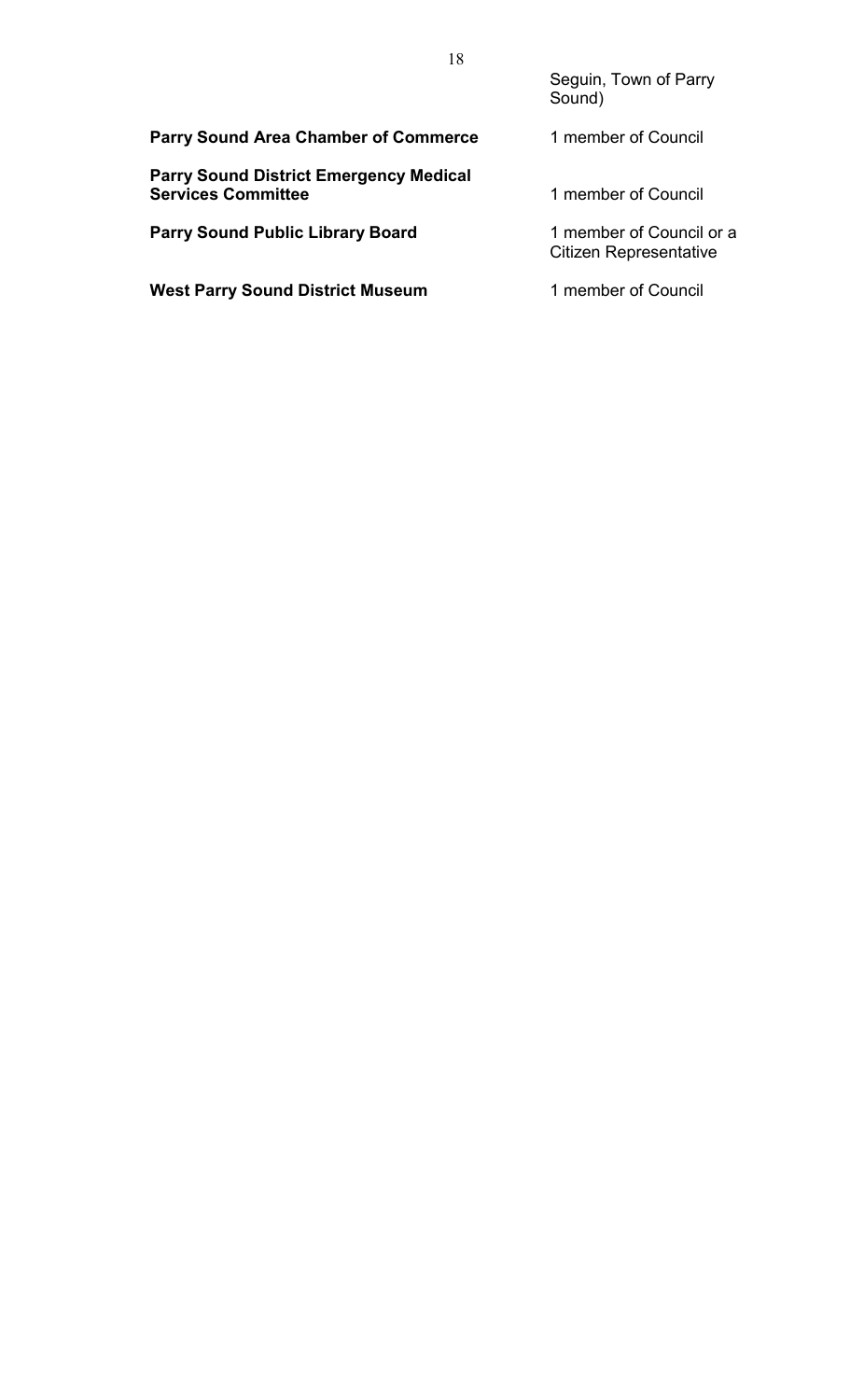| | |
|---|---|
| | Seguin, Town of Parry Sound) |
| **Parry Sound Area Chamber of Commerce** | 1 member of Council |
| **Parry Sound District Emergency Medical Services Committee** | 1 member of Council |
| **Parry Sound Public Library Board** | 1 member of Council or a Citizen Representative |
| **West Parry Sound District Museum** | 1 member of Council |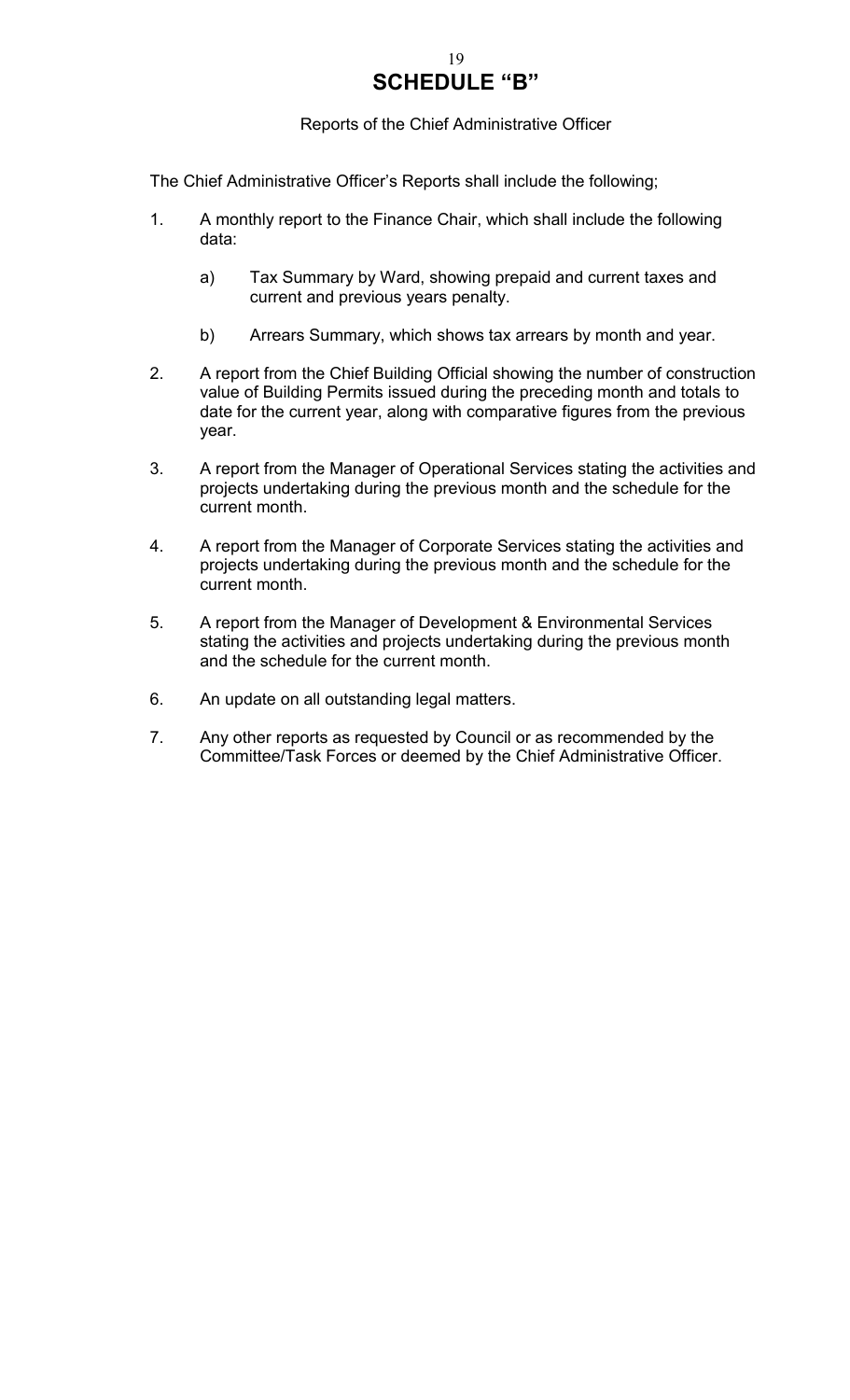# SCHEDULE "B"

Reports of the Chief Administrative Officer

The Chief Administrative Officer's Reports shall include the following;

1. A monthly report to the Finance Chair, which shall include the following data:

   a) Tax Summary by Ward, showing prepaid and current taxes and current and previous years penalty.

   b) Arrears Summary, which shows tax arrears by month and year.

2. A report from the Chief Building Official showing the number of construction value of Building Permits issued during the preceding month and totals to date for the current year, along with comparative figures from the previous year.

3. A report from the Manager of Operational Services stating the activities and projects undertaking during the previous month and the schedule for the current month.

4. A report from the Manager of Corporate Services stating the activities and projects undertaking during the previous month and the schedule for the current month.

5. A report from the Manager of Development & Environmental Services stating the activities and projects undertaking during the previous month and the schedule for the current month.

6. An update on all outstanding legal matters.

7. Any other reports as requested by Council or as recommended by the Committee/Task Forces or deemed by the Chief Administrative Officer.